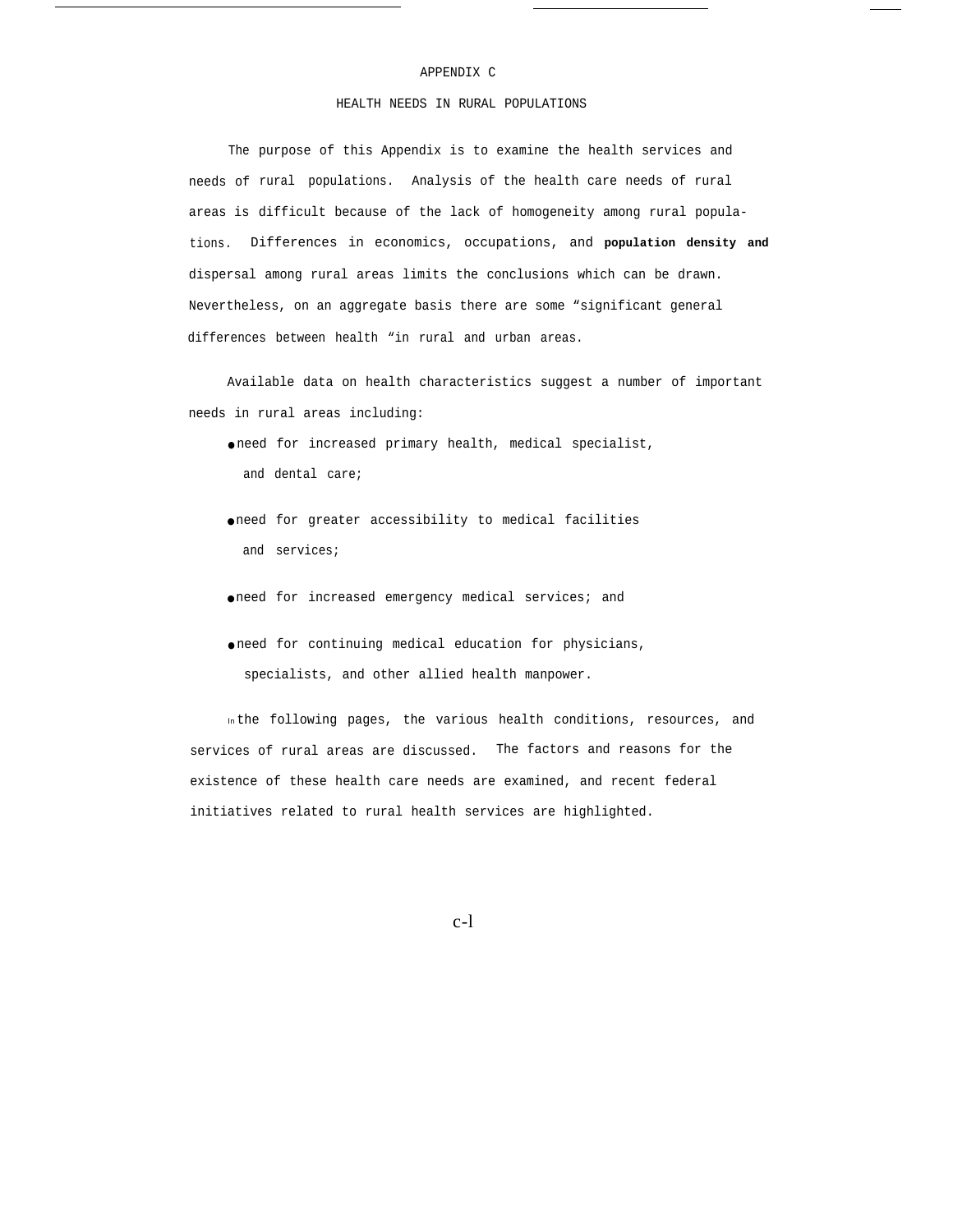# APPENDIX C

## HEALTH NEEDS IN RURAL POPULATIONS

The purpose of this Appendix is to examine the health services and needs of rural populations. Analysis of the health care needs of rural areas is difficult because of the lack of homogeneity among rural populations. Differences in economics, occupations, and population density and dispersal among rural areas limits the conclusions which can be drawn. Nevertheless, on an aggregate basis there are some "significant general differences between health "in rural and urban areas.

Available data on health characteristics suggest a number of important needs in rural areas including:

- need for increased primary health, medical specialist, and dental care;
- need for greater accessibility to medical facilities and services;
- need for increased emergency medical services; and
- need for continuing medical education for physicians, specialists, and other allied health manpower.

In the following pages, the various health conditions, resources, and services of rural areas are discussed. The factors and reasons for the existence of these health care needs are examined, and recent federal initiatives related to rural health services are highlighted.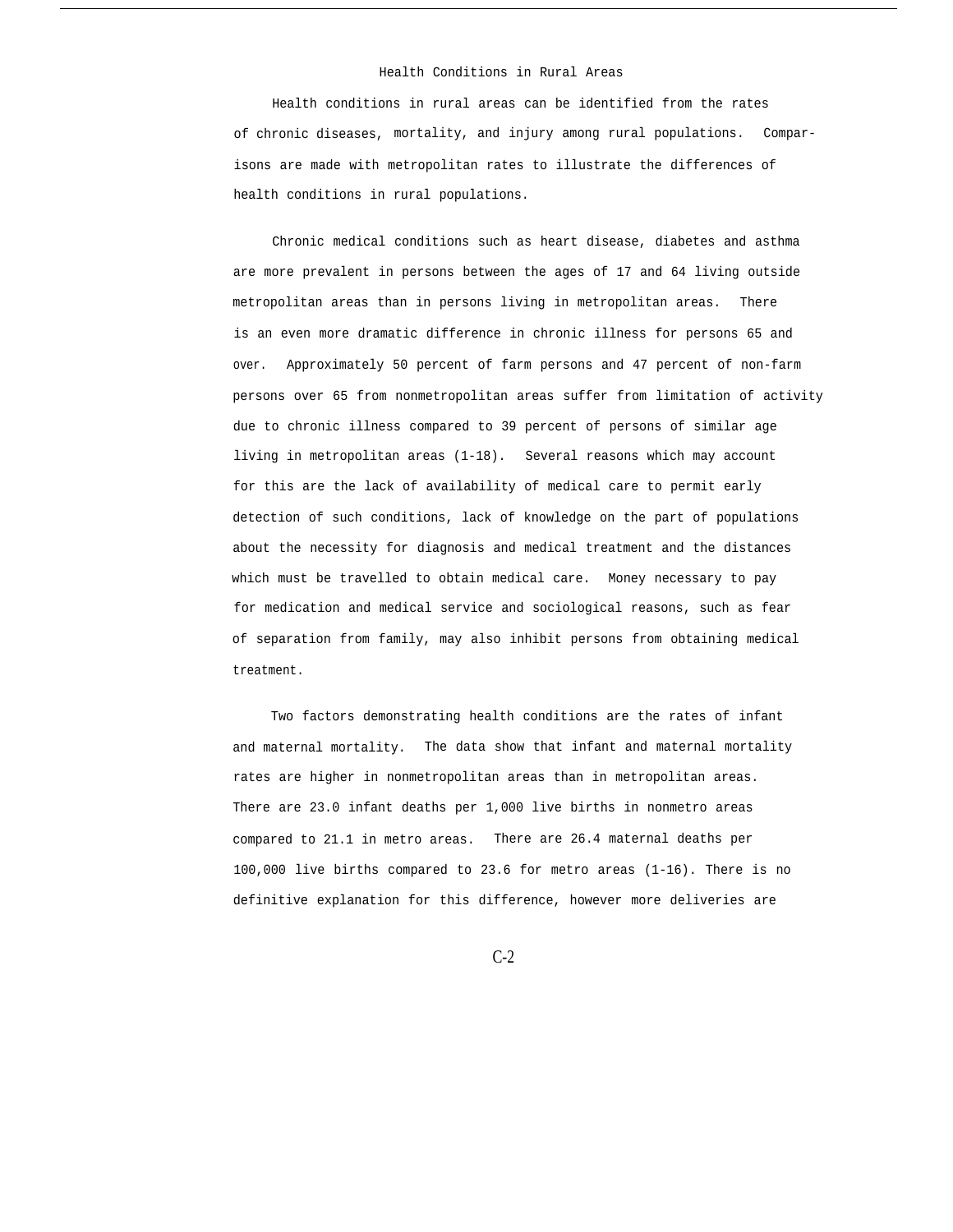## Health Conditions in Rural Areas

Health conditions in rural areas can be identified from the rates of chronic diseases, mortality, and injury among rural populations. Comparisons are made with metropolitan rates to illustrate the differences of health conditions in rural populations.

Chronic medical conditions such as heart disease, diabetes and asthma are more prevalent in persons between the ages of 17 and 64 living outside metropolitan areas than in persons living in metropolitan areas. There is an even more dramatic difference in chronic illness for persons 65 and over. Approximately 50 percent of farm persons and 47 percent of non-farm persons over 65 from nonmetropolitan areas suffer from limitation of activity due to chronic illness compared to 39 percent of persons of similar age living in metropolitan areas (1-18). Several reasons which may account for this are the lack of availability of medical care to permit early detection of such conditions, lack of knowledge on the part of populations about the necessity for diagnosis and medical treatment and the distances which must be travelled to obtain medical care. Money necessary to pay for medication and medical service and sociological reasons, such as fear of separation from family, may also inhibit persons from obtaining medical treatment.

Two factors demonstrating health conditions are the rates of infant and maternal mortality. The data show that infant and maternal mortality rates are higher in nonmetropolitan areas than in metropolitan areas. There are 23.0 infant deaths per 1,000 live births in nonmetro areas compared to 21.1 in metro areas. There are 26.4 maternal deaths per 100,000 live births compared to 23.6 for metro areas (1-16). There is no definitive explanation for this difference, however more deliveries are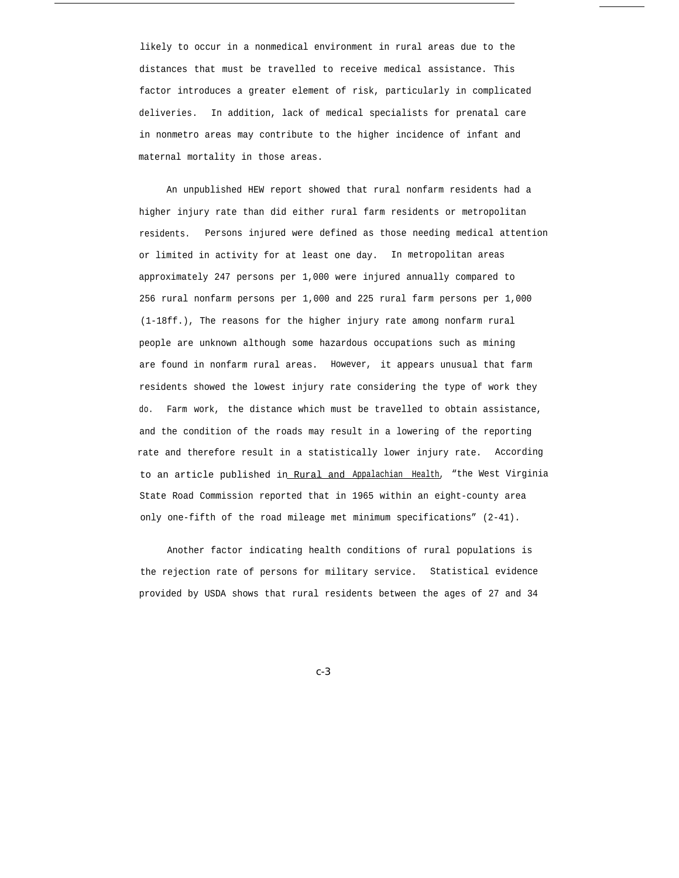likely to occur in a nonmedical environment in rural areas due to the distances that must be travelled to receive medical assistance. This factor introduces a greater element of risk, particularly in complicated deliveries. In addition, lack of medical specialists for prenatal care in nonmetro areas may contribute to the higher incidence of infant and maternal mortality in those areas.

An unpublished HEW report showed that rural nonfarm residents had a higher injury rate than did either rural farm residents or metropolitan residents. Persons injured were defined as those needing medical attention or limited in activity for at least one day. In metropolitan areas approximately 247 persons per 1,000 were injured annually compared to 256 rural nonfarm persons per 1,000 and 225 rural farm persons per 1,000 (1-18ff.), The reasons for the higher injury rate among nonfarm rural people are unknown although some hazardous occupations such as mining are found in nonfarm rural areas. However, it appears unusual that farm residents showed the lowest injury rate considering the type of work they do. Farm work, the distance which must be travelled to obtain assistance, and the condition of the roads may result in a lowering of the reporting rate and therefore result in a statistically lower injury rate. According to an article published in Rural and Appalachian Health, "the West Virginia State Road Commission reported that in 1965 within an eight-county area only one-fifth of the road mileage met minimum specifications" (2-41).

Another factor indicating health conditions of rural populations is the rejection rate of persons for military service. Statistical evidence provided by USDA shows that rural residents between the ages of 27 and 34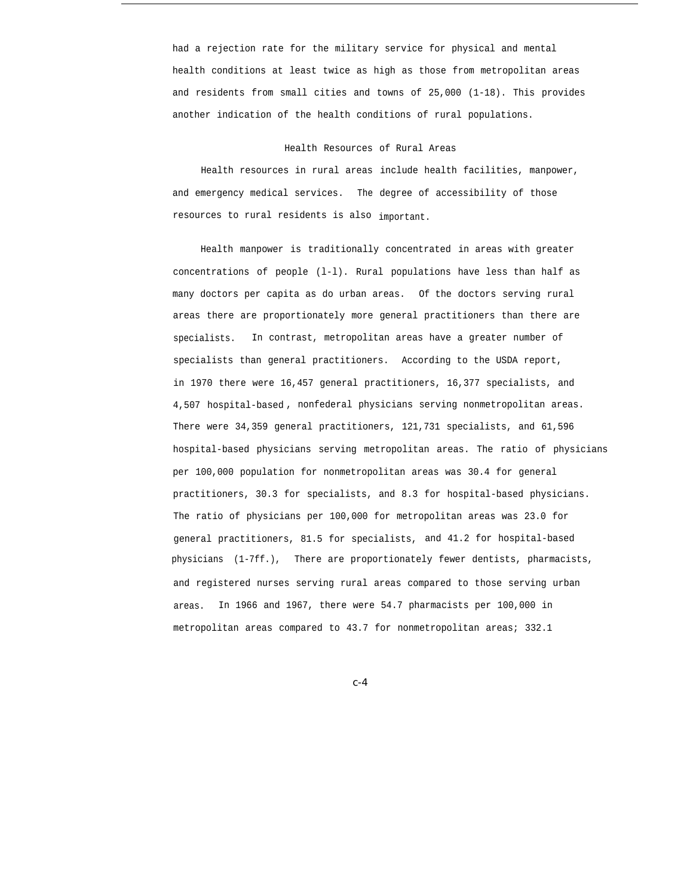had a rejection rate for the military service for physical and mental health conditions at least twice as high as those from metropolitan areas and residents from small cities and towns of 25,000 (1-18). This provides another indication of the health conditions of rural populations.

## Health Resources of Rural Areas

Health resources in rural areas include health facilities, manpower, and emergency medical services. The degree of accessibility of those resources to rural residents is also important.

Health manpower is traditionally concentrated in areas with greater concentrations of people (l-l). Rural populations have less than half as many doctors per capita as do urban areas. Of the doctors serving rural areas there are proportionately more general practitioners than there are specialists. In contrast, metropolitan areas have a greater number of specialists than general practitioners. According to the USDA report, in 1970 there were 16,457 general practitioners, 16,377 specialists, and 4,507 hospital-based, nonfederal physicians serving nonmetropolitan areas. There were 34,359 general practitioners, 121,731 specialists, and 61,596 hospital-based physicians serving metropolitan areas. The ratio of physicians per 100,000 population for nonmetropolitan areas was 30.4 for general practitioners, 30.3 for specialists, and 8.3 for hospital-based physicians. The ratio of physicians per 100,000 for metropolitan areas was 23.0 for general practitioners, 81.5 for specialists, and 41.2 for hospital-based physicians (1-7ff.), There are proportionately fewer dentists, pharmacists, and registered nurses serving rural areas compared to those serving urban areas. In 1966 and 1967, there were 54.7 pharmacists per 100,000 in metropolitan areas compared to 43.7 for nonmetropolitan areas; 332.1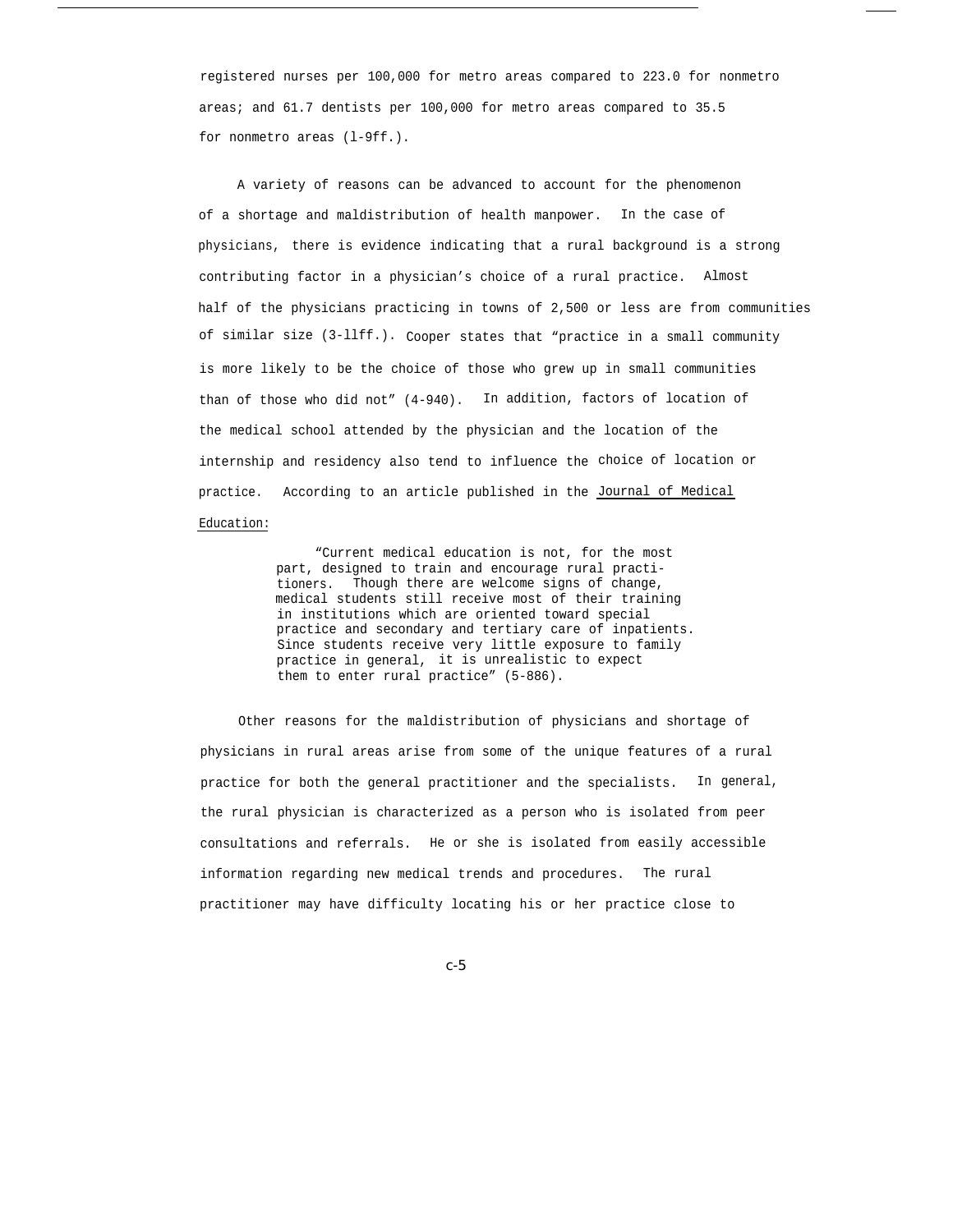registered nurses per 100,000 for metro areas compared to 223.0 for nonmetro areas; and 61.7 dentists per 100,000 for metro areas compared to 35.5 for nonmetro areas (1-9ff.).

A variety of reasons can be advanced to account for the phenomenon of a shortage and maldistribution of health manpower. In the case of physicians, there is evidence indicating that a rural background is a strong contributing factor in a physician's choice of a rural practice. Almost half of the physicians practicing in towns of 2,500 or less are from communities of similar size (3-11ff.). Cooper states that "practice in a small community is more likely to be the choice of those who grew up in small communities than of those who did not" (4-940). In addition, factors of location of the medical school attended by the physician and the location of the internship and residency also tend to influence the choice of location or practice. According to an article published in the Journal of Medical Education:

> "Current medical education is not, for the most part, designed to train and encourage rural practitioners. Though there are welcome signs of change, medical students still receive most of their training in institutions which are oriented toward special practice and secondary and tertiary care of inpatients. Since students receive very little exposure to family practice in general, it is unrealistic to expect them to enter rural practice" (5-886).

Other reasons for the maldistribution of physicians and shortage of physicians in rural areas arise from some of the unique features of a rural practice for both the general practitioner and the specialists. In general, the rural physician is characterized as a person who is isolated from peer consultations and referrals. He or she is isolated from easily accessible information regarding new medical trends and procedures. The rural practitioner may have difficulty locating his or her practice close to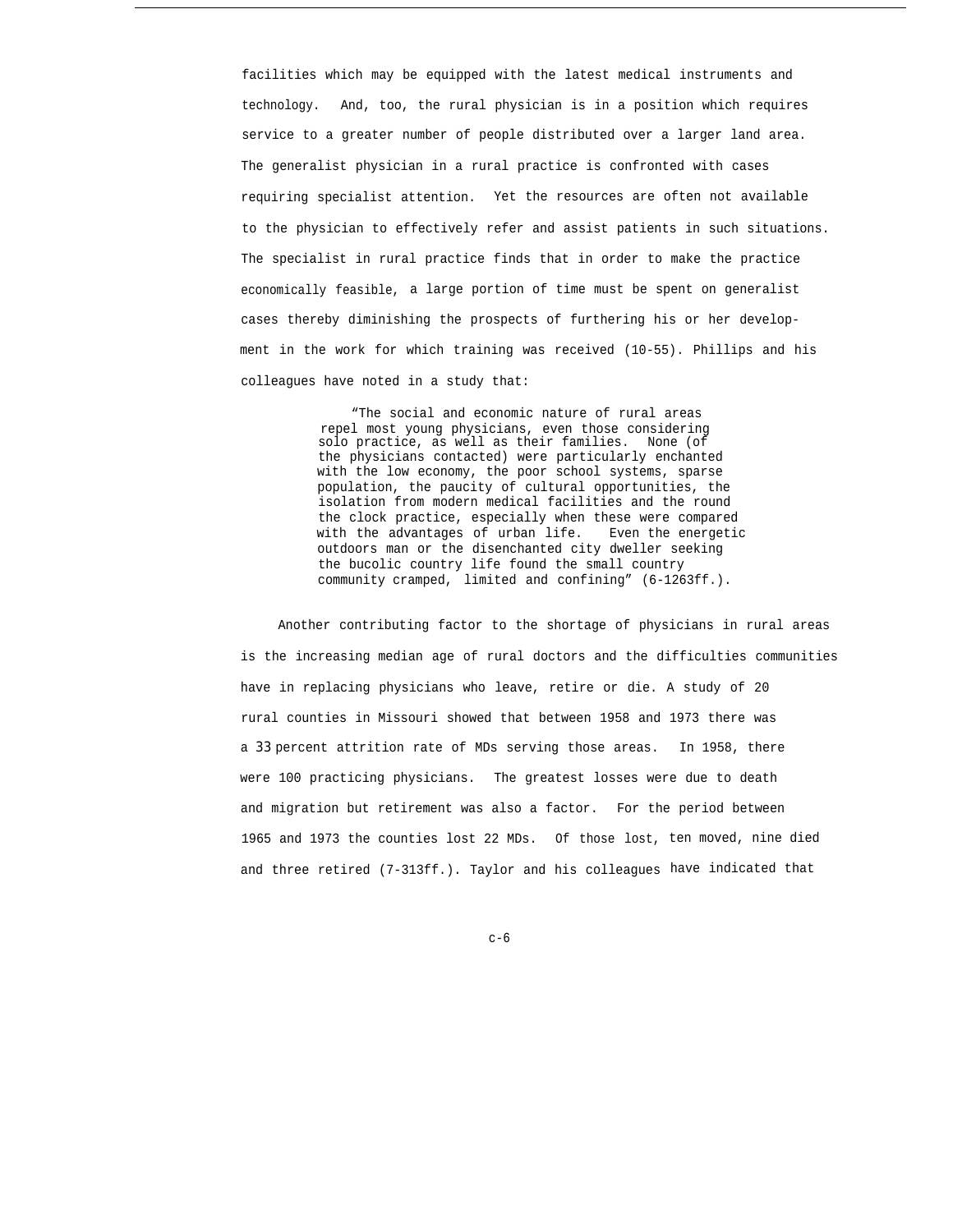facilities which may be equipped with the latest medical instruments and technology. And, too, the rural physician is in a position which requires service to a greater number of people distributed over a larger land area. The generalist physician in a rural practice is confronted with cases requiring specialist attention. Yet the resources are often not available to the physician to effectively refer and assist patients in such situations. The specialist in rural practice finds that in order to make the practice economically feasible, a large portion of time must be spent on generalist cases thereby diminishing the prospects of furthering his or her development in the work for which training was received (10-55). Phillips and his colleagues have noted in a study that:

> "The social and economic nature of rural areas repel most young physicians, even those considering solo practice, as well as their families. None (of the physicians contacted) were particularly enchanted with the low economy, the poor school systems, sparse population, the paucity of cultural opportunities, the isolation from modern medical facilities and the round the clock practice, especially when these were compared with the advantages of urban life. Even the energetic outdoors man or the disenchanted city dweller seeking the bucolic country life found the small country community cramped, limited and confining" (6-1263ff.).

Another contributing factor to the shortage of physicians in rural areas is the increasing median age of rural doctors and the difficulties communities have in replacing physicians who leave, retire or die. A study of 20 rural counties in Missouri showed that between 1958 and 1973 there was a 33 percent attrition rate of MDs serving those areas. In 1958, there were 100 practicing physicians. The greatest losses were due to death and migration but retirement was also a factor. For the period between 1965 and 1973 the counties lost 22 MDs. Of those lost, ten moved, nine died and three retired (7-313ff.). Taylor and his colleagues have indicated that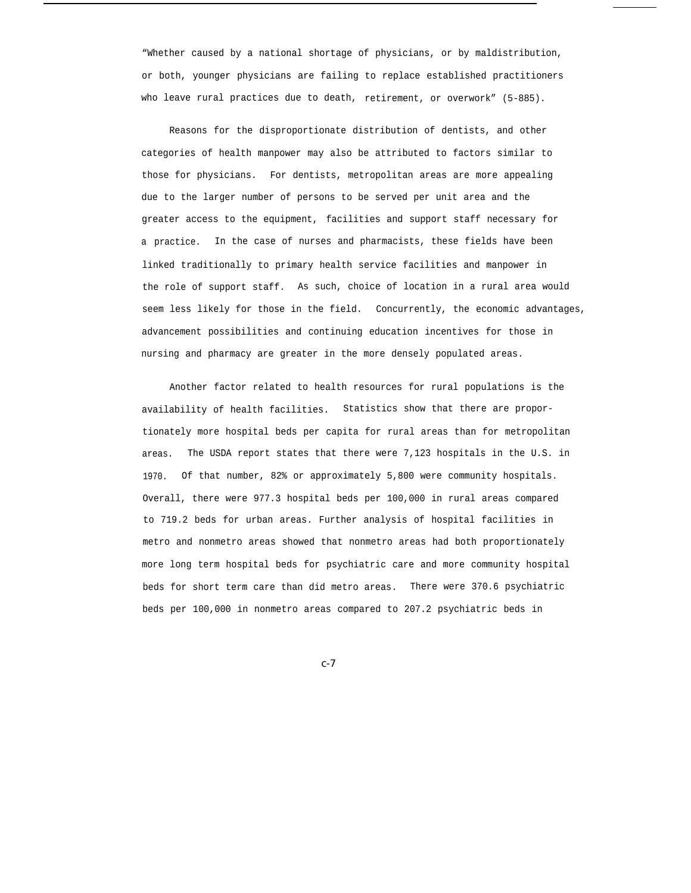"Whether caused by a national shortage of physicians, or by maldistribution, or both, younger physicians are failing to replace established practitioners who leave rural practices due to death, retirement, or overwork" (5-885).

Reasons for the disproportionate distribution of dentists, and other categories of health manpower may also be attributed to factors similar to those for physicians. For dentists, metropolitan areas are more appealing due to the larger number of persons to be served per unit area and the greater access to the equipment, facilities and support staff necessary for a practice. In the case of nurses and pharmacists, these fields have been linked traditionally to primary health service facilities and manpower in the role of support staff. As such, choice of location in a rural area would seem less likely for those in the field. Concurrently, the economic advantages, advancement possibilities and continuing education incentives for those in nursing and pharmacy are greater in the more densely populated areas.

Another factor related to health resources for rural populations is the availability of health facilities. Statistics show that there are proportionately more hospital beds per capita for rural areas than for metropolitan areas. The USDA report states that there were 7,123 hospitals in the U.S. in 1970. Of that number, 82% or approximately 5,800 were community hospitals. Overall, there were 977.3 hospital beds per 100,000 in rural areas compared to 719.2 beds for urban areas. Further analysis of hospital facilities in metro and nonmetro areas showed that nonmetro areas had both proportionately more long term hospital beds for psychiatric care and more community hospital beds for short term care than did metro areas. There were 370.6 psychiatric beds per 100,000 in nonmetro areas compared to 207.2 psychiatric beds in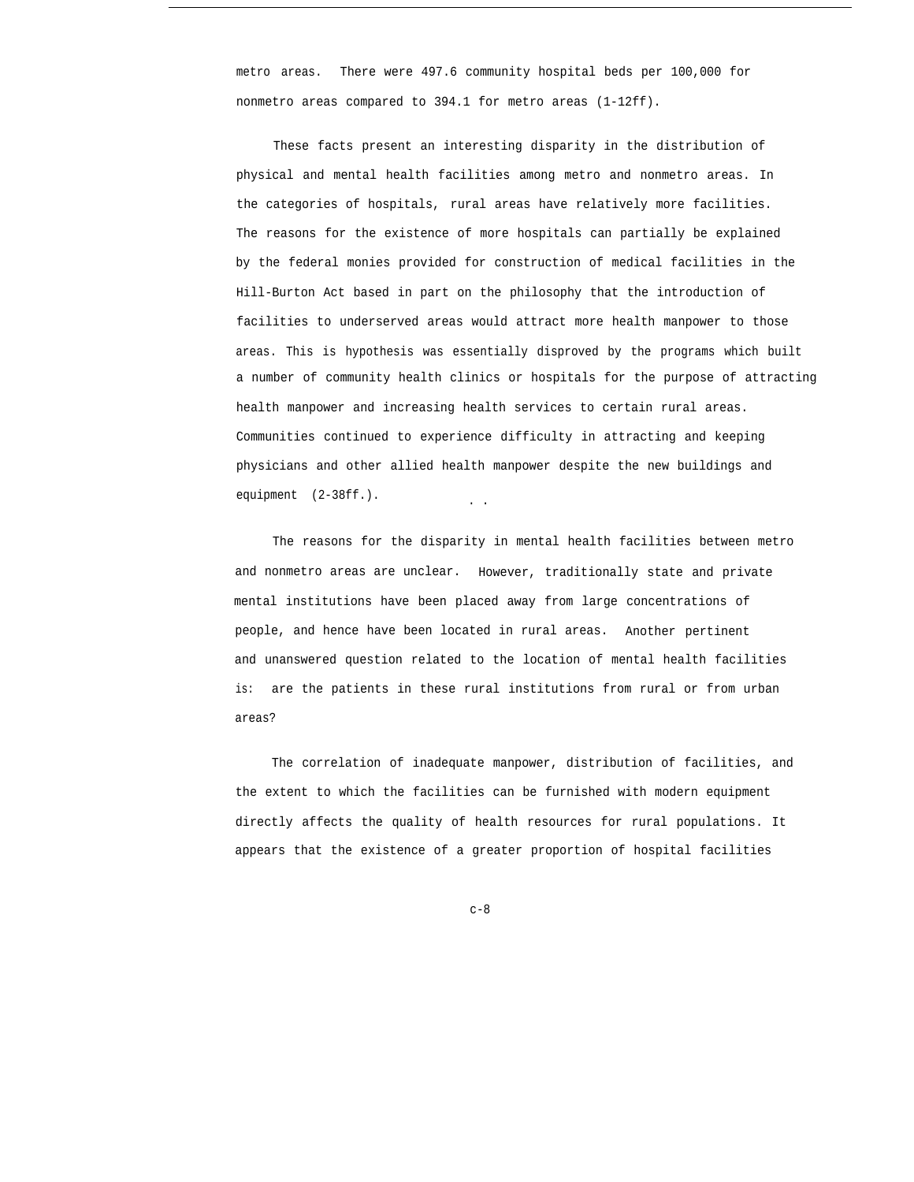metro areas. There were 497.6 community hospital beds per 100,000 for nonmetro areas compared to 394.1 for metro areas (1-12ff).

These facts present an interesting disparity in the distribution of physical and mental health facilities among metro and nonmetro areas. In the categories of hospitals, rural areas have relatively more facilities. The reasons for the existence of more hospitals can partially be explained by the federal monies provided for construction of medical facilities in the Hill-Burton Act based in part on the philosophy that the introduction of facilities to underserved areas would attract more health manpower to those areas. This is hypothesis was essentially disproved by the programs which built a number of community health clinics or hospitals for the purpose of attracting health manpower and increasing health services to certain rural areas. Communities continued to experience difficulty in attracting and keeping physicians and other allied health manpower despite the new buildings and equipment (2-38ff.).

The reasons for the disparity in mental health facilities between metro and nonmetro areas are unclear. However, traditionally state and private mental institutions have been placed away from large concentrations of people, and hence have been located in rural areas. Another pertinent and unanswered question related to the location of mental health facilities is: are the patients in these rural institutions from rural or from urban areas?

The correlation of inadequate manpower, distribution of facilities, and the extent to which the facilities can be furnished with modern equipment directly affects the quality of health resources for rural populations. It appears that the existence of a greater proportion of hospital facilities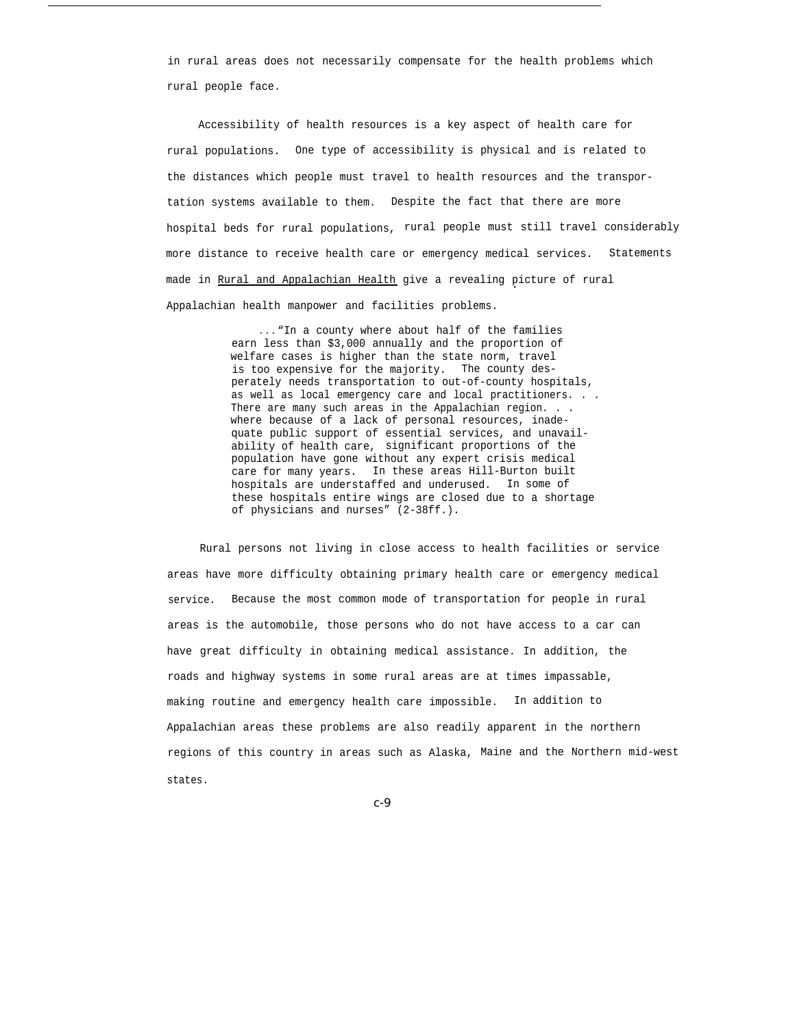in rural areas does not necessarily compensate for the health problems which rural people face.

Accessibility of health resources is a key aspect of health care for rural populations. One type of accessibility is physical and is related to the distances which people must travel to health resources and the transportation systems available to them. Despite the fact that there are more hospital beds for rural populations, rural people must still travel considerably more distance to receive health care or emergency medical services. Statements made in <u>Rural and Appalachian Health</u> give a revealing picture of rural Appalachian health manpower and facilities problems.

> ..."In a county where about half of the families earn less than $3,000 annually and the proportion of welfare cases is higher than the state norm, travel is too expensive for the majority. The county desperately needs transportation to out-of-county hospitals, as well as local emergency care and local practitioners. . . There are many such areas in the Appalachian region. . . where because of a lack of personal resources, inadequate public support of essential services, and unavailability of health care, significant proportions of the population have gone without any expert crisis medical care for many years. In these areas Hill-Burton built hospitals are understaffed and underused. In some of these hospitals entire wings are closed due to a shortage of physicians and nurses" (2-38ff.).

Rural persons not living in close access to health facilities or service areas have more difficulty obtaining primary health care or emergency medical service. Because the most common mode of transportation for people in rural areas is the automobile, those persons who do not have access to a car can have great difficulty in obtaining medical assistance. In addition, the roads and highway systems in some rural areas are at times impassable, making routine and emergency health care impossible. In addition to Appalachian areas these problems are also readily apparent in the northern regions of this country in areas such as Alaska, Maine and the Northern mid-west states.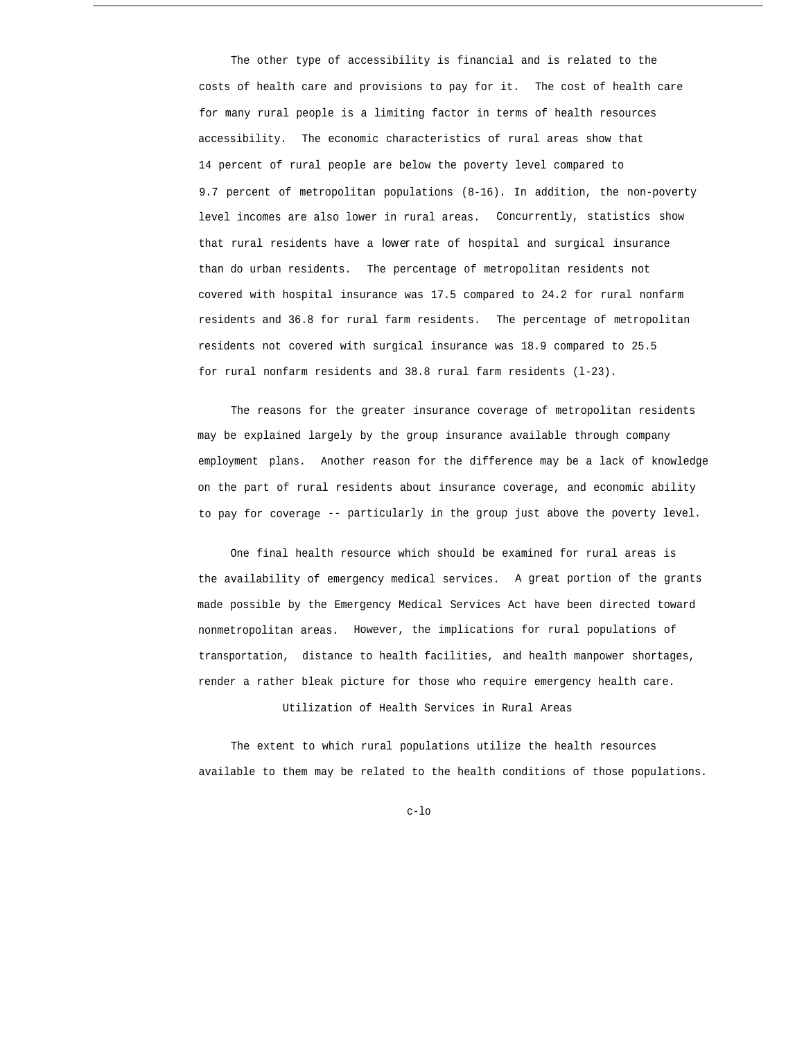The other type of accessibility is financial and is related to the costs of health care and provisions to pay for it. The cost of health care for many rural people is a limiting factor in terms of health resources accessibility. The economic characteristics of rural areas show that 14 percent of rural people are below the poverty level compared to 9.7 percent of metropolitan populations (8-16). In addition, the non-poverty level incomes are also lower in rural areas. Concurrently, statistics show that rural residents have a lower rate of hospital and surgical insurance than do urban residents. The percentage of metropolitan residents not covered with hospital insurance was 17.5 compared to 24.2 for rural nonfarm residents and 36.8 for rural farm residents. The percentage of metropolitan residents not covered with surgical insurance was 18.9 compared to 25.5 for rural nonfarm residents and 38.8 rural farm residents (l-23).

The reasons for the greater insurance coverage of metropolitan residents may be explained largely by the group insurance available through company employment plans. Another reason for the difference may be a lack of knowledge on the part of rural residents about insurance coverage, and economic ability to pay for coverage -- particularly in the group just above the poverty level.

One final health resource which should be examined for rural areas is the availability of emergency medical services. A great portion of the grants made possible by the Emergency Medical Services Act have been directed toward nonmetropolitan areas. However, the implications for rural populations of transportation, distance to health facilities, and health manpower shortages, render a rather bleak picture for those who require emergency health care.

## Utilization of Health Services in Rural Areas

The extent to which rural populations utilize the health resources available to them may be related to the health conditions of those populations.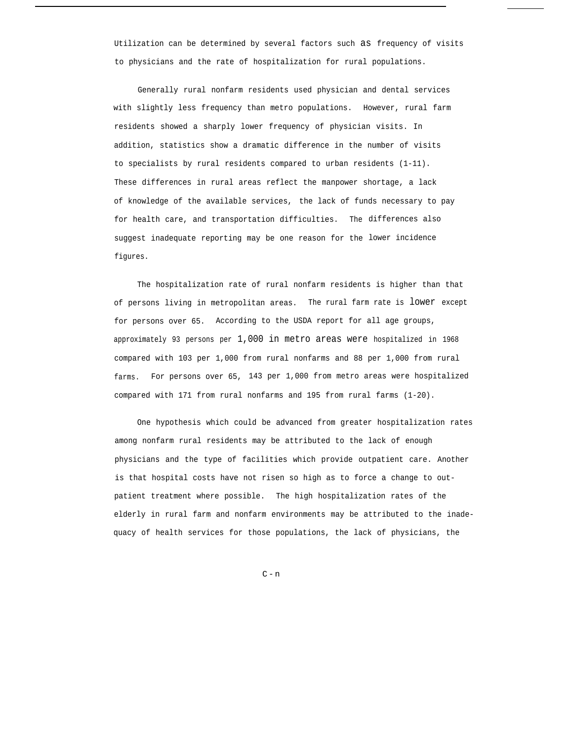Utilization can be determined by several factors such as frequency of visits to physicians and the rate of hospitalization for rural populations.

Generally rural nonfarm residents used physician and dental services with slightly less frequency than metro populations. However, rural farm residents showed a sharply lower frequency of physician visits. In addition, statistics show a dramatic difference in the number of visits to specialists by rural residents compared to urban residents (1-11). These differences in rural areas reflect the manpower shortage, a lack of knowledge of the available services, the lack of funds necessary to pay for health care, and transportation difficulties. The differences also suggest inadequate reporting may be one reason for the lower incidence figures.

The hospitalization rate of rural nonfarm residents is higher than that of persons living in metropolitan areas. The rural farm rate is lower except for persons over 65. According to the USDA report for all age groups, approximately 93 persons per 1,000 in metro areas were hospitalized in 1968 compared with 103 per 1,000 from rural nonfarms and 88 per 1,000 from rural farms. For persons over 65, 143 per 1,000 from metro areas were hospitalized compared with 171 from rural nonfarms and 195 from rural farms (1-20).

One hypothesis which could be advanced from greater hospitalization rates among nonfarm rural residents may be attributed to the lack of enough physicians and the type of facilities which provide outpatient care. Another is that hospital costs have not risen so high as to force a change to outpatient treatment where possible. The high hospitalization rates of the elderly in rural farm and nonfarm environments may be attributed to the inadequacy of health services for those populations, the lack of physicians, the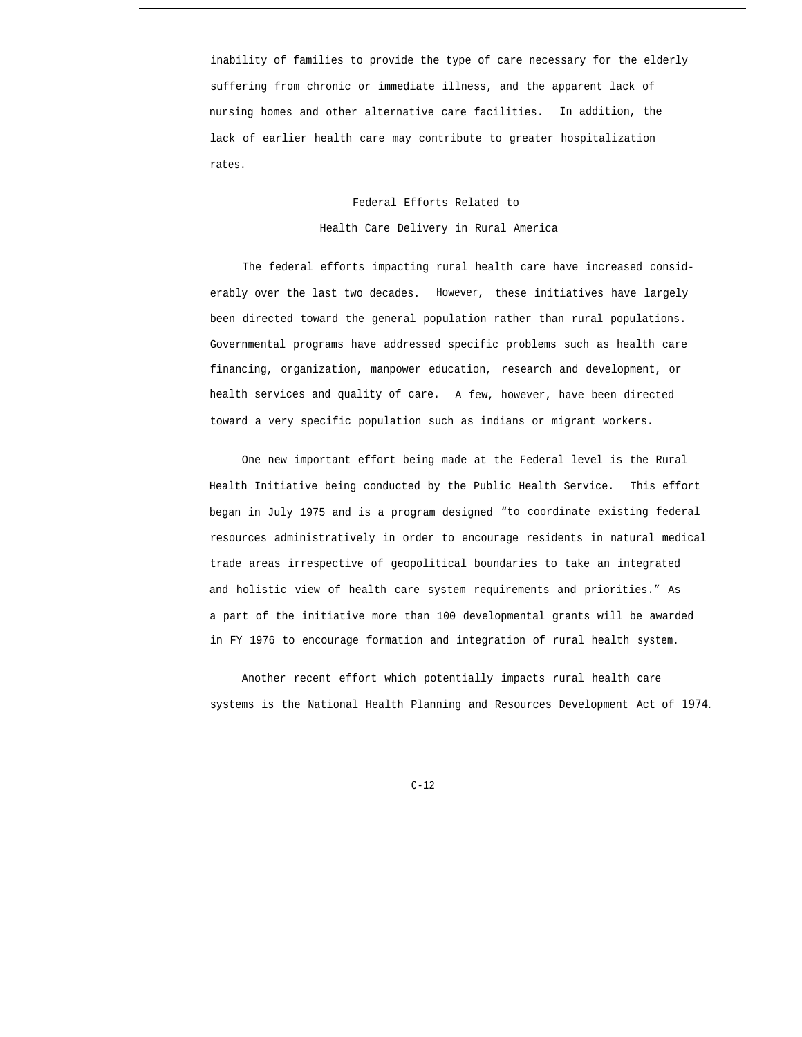inability of families to provide the type of care necessary for the elderly suffering from chronic or immediate illness, and the apparent lack of nursing homes and other alternative care facilities. In addition, the lack of earlier health care may contribute to greater hospitalization rates.

## Federal Efforts Related to Health Care Delivery in Rural America

The federal efforts impacting rural health care have increased considerably over the last two decades. However, these initiatives have largely been directed toward the general population rather than rural populations. Governmental programs have addressed specific problems such as health care financing, organization, manpower education, research and development, or health services and quality of care. A few, however, have been directed toward a very specific population such as indians or migrant workers.

One new important effort being made at the Federal level is the Rural Health Initiative being conducted by the Public Health Service. This effort began in July 1975 and is a program designed "to coordinate existing federal resources administratively in order to encourage residents in natural medical trade areas irrespective of geopolitical boundaries to take an integrated and holistic view of health care system requirements and priorities." As a part of the initiative more than 100 developmental grants will be awarded in FY 1976 to encourage formation and integration of rural health system.

Another recent effort which potentially impacts rural health care systems is the National Health Planning and Resources Development Act of 1974.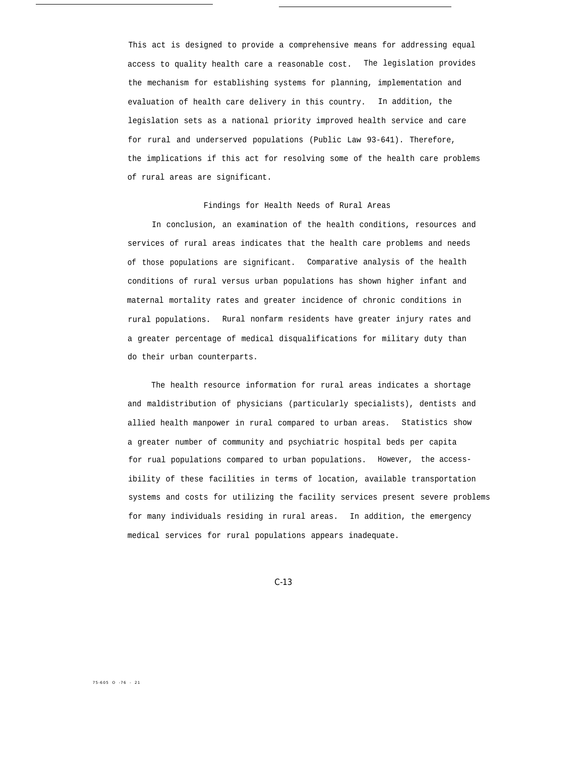This act is designed to provide a comprehensive means for addressing equal access to quality health care a reasonable cost. The legislation provides the mechanism for establishing systems for planning, implementation and evaluation of health care delivery in this country. In addition, the legislation sets as a national priority improved health service and care for rural and underserved populations (Public Law 93-641). Therefore, the implications if this act for resolving some of the health care problems of rural areas are significant.

### Findings for Health Needs of Rural Areas

In conclusion, an examination of the health conditions, resources and services of rural areas indicates that the health care problems and needs of those populations are significant. Comparative analysis of the health conditions of rural versus urban populations has shown higher infant and maternal mortality rates and greater incidence of chronic conditions in rural populations. Rural nonfarm residents have greater injury rates and a greater percentage of medical disqualifications for military duty than do their urban counterparts.

The health resource information for rural areas indicates a shortage and maldistribution of physicians (particularly specialists), dentists and allied health manpower in rural compared to urban areas. Statistics show a greater number of community and psychiatric hospital beds per capita for rual populations compared to urban populations. However, the accessibility of these facilities in terms of location, available transportation systems and costs for utilizing the facility services present severe problems for many individuals residing in rural areas. In addition, the emergency medical services for rural populations appears inadequate.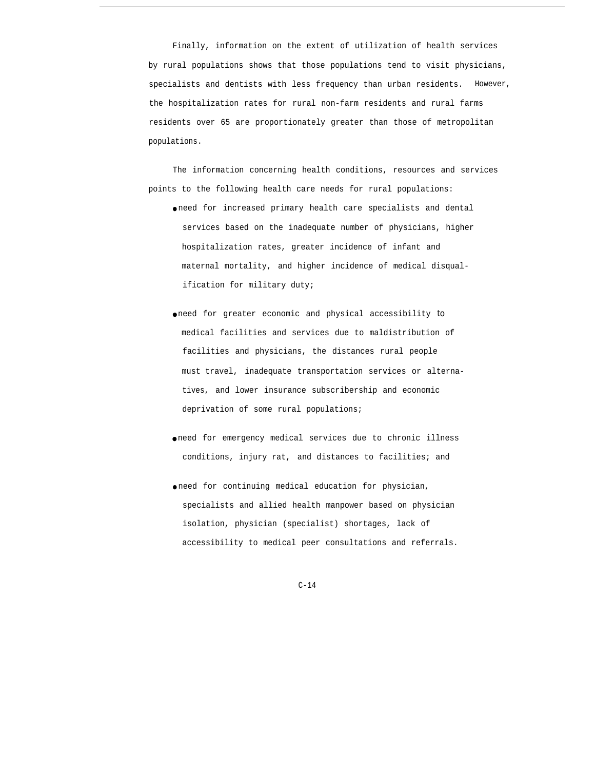Finally, information on the extent of utilization of health services by rural populations shows that those populations tend to visit physicians, specialists and dentists with less frequency than urban residents. However, the hospitalization rates for rural non-farm residents and rural farms residents over 65 are proportionately greater than those of metropolitan populations.

The information concerning health conditions, resources and services points to the following health care needs for rural populations:

- need for increased primary health care specialists and dental services based on the inadequate number of physicians, higher hospitalization rates, greater incidence of infant and maternal mortality, and higher incidence of medical disqualification for military duty;

- need for greater economic and physical accessibility to medical facilities and services due to maldistribution of facilities and physicians, the distances rural people must travel, inadequate transportation services or alternatives, and lower insurance subscribership and economic deprivation of some rural populations;

- need for emergency medical services due to chronic illness conditions, injury rat, and distances to facilities; and

- need for continuing medical education for physician, specialists and allied health manpower based on physician isolation, physician (specialist) shortages, lack of accessibility to medical peer consultations and referrals.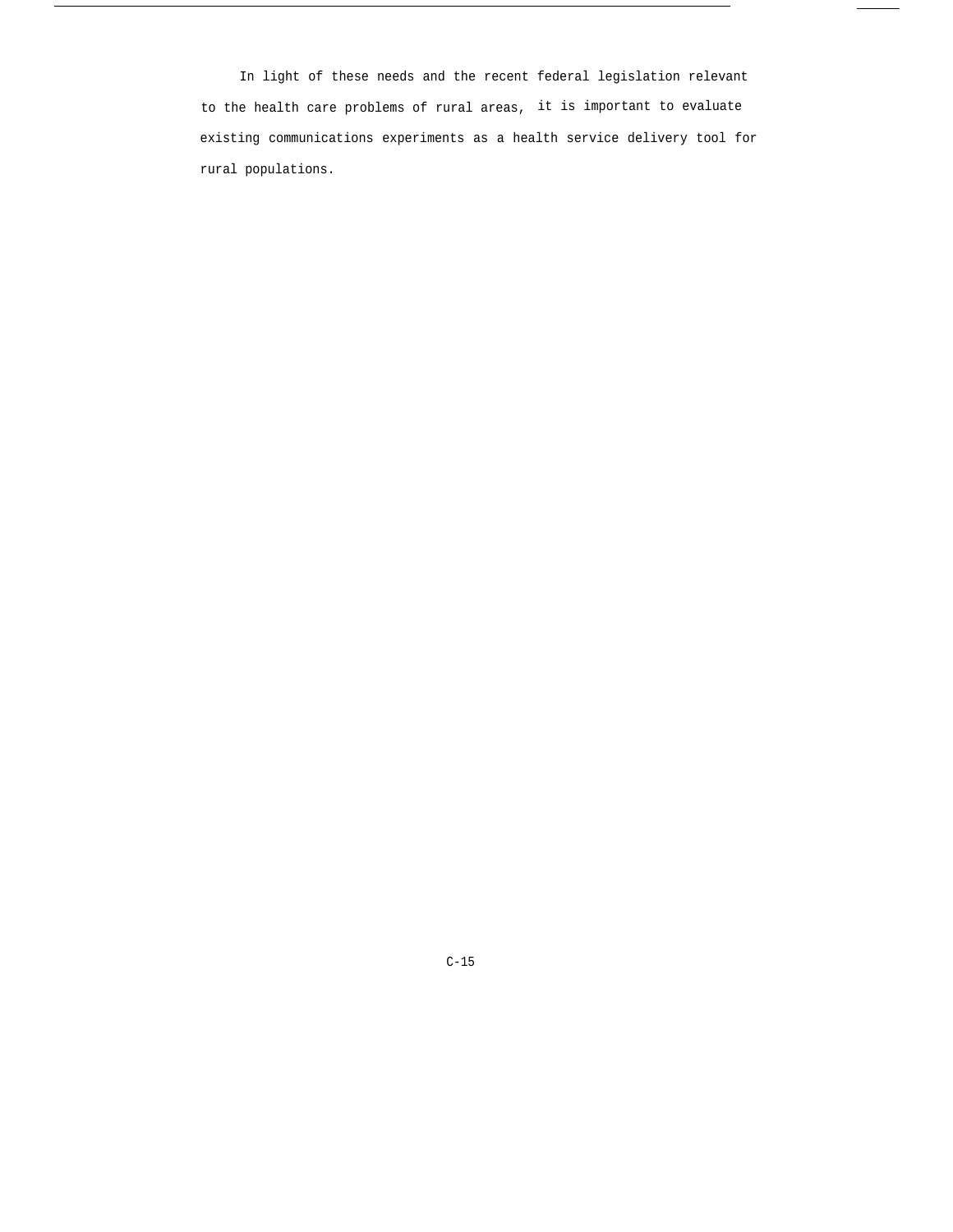In light of these needs and the recent federal legislation relevant to the health care problems of rural areas, it is important to evaluate existing communications experiments as a health service delivery tool for rural populations.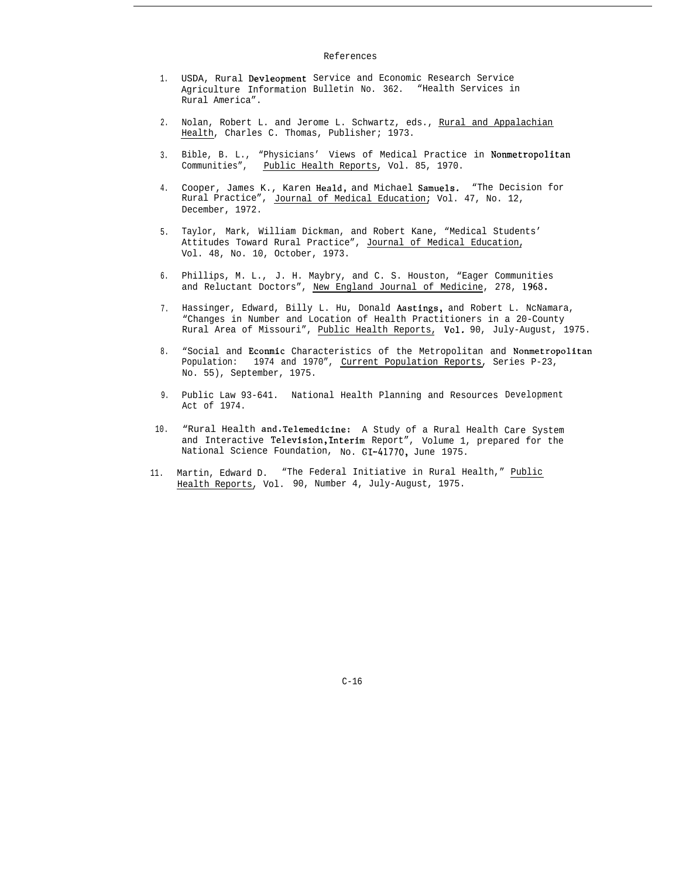# References

1. USDA, Rural Devleopment Service and Economic Research Service Agriculture Information Bulletin No. 362. "Health Services in Rural America".

2. Nolan, Robert L. and Jerome L. Schwartz, eds., Rural and Appalachian Health, Charles C. Thomas, Publisher; 1973.

3. Bible, B. L., "Physicians' Views of Medical Practice in Nonmetropolitan Communities", Public Health Reports, Vol. 85, 1970.

4. Cooper, James K., Karen Heald, and Michael Samuels. "The Decision for Rural Practice", Journal of Medical Education; Vol. 47, No. 12, December, 1972.

5. Taylor, Mark, William Dickman, and Robert Kane, "Medical Students' Attitudes Toward Rural Practice", Journal of Medical Education, Vol. 48, No. 10, October, 1973.

6. Phillips, M. L., J. H. Maybry, and C. S. Houston, "Eager Communities and Reluctant Doctors", New England Journal of Medicine, 278, 1968.

7. Hassinger, Edward, Billy L. Hu, Donald Aastings, and Robert L. NcNamara, "Changes in Number and Location of Health Practitioners in a 20-County Rural Area of Missouri", Public Health Reports, Vol. 90, July-August, 1975.

8. "Social and Econmic Characteristics of the Metropolitan and Nonmetropolitan Population: 1974 and 1970", Current Population Reports, Series P-23, No. 55), September, 1975.

9. Public Law 93-641. National Health Planning and Resources Development Act of 1974.

10. "Rural Health and.Telemedicine: A Study of a Rural Health Care System and Interactive Television,Interim Report", Volume 1, prepared for the National Science Foundation, No. GI-41770, June 1975.

11. Martin, Edward D. "The Federal Initiative in Rural Health," Public Health Reports, Vol. 90, Number 4, July-August, 1975.